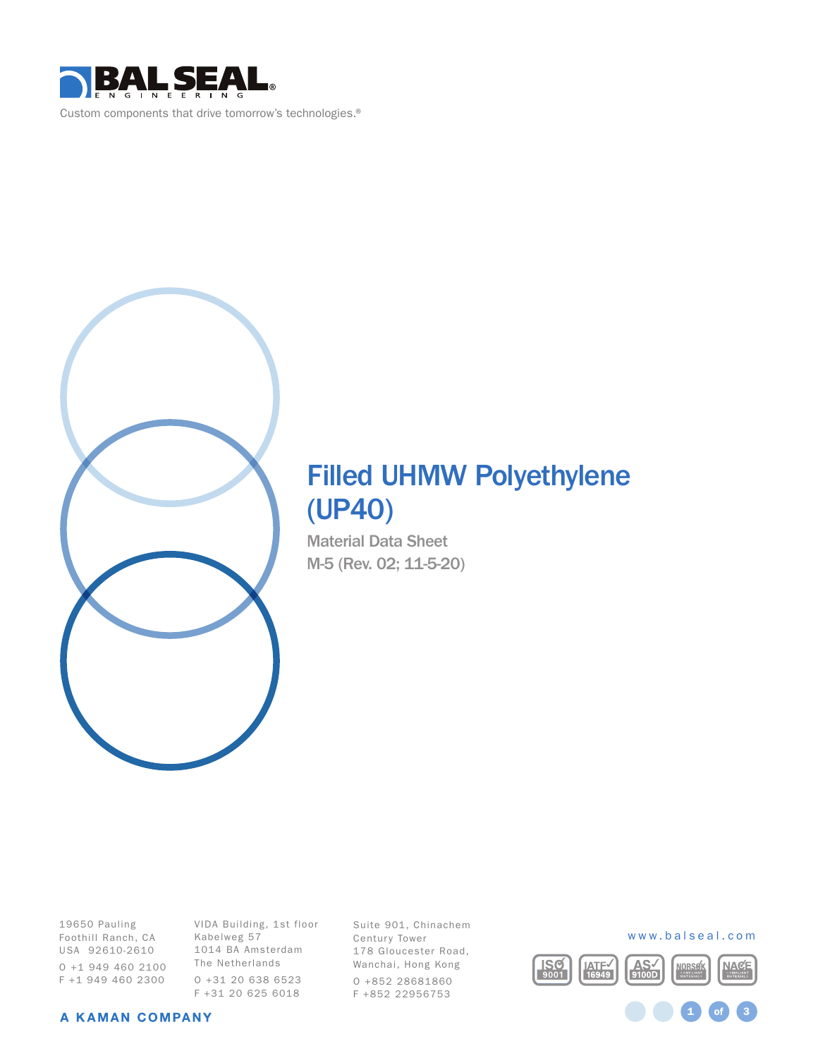BAL SEAL ENGINEERING

Custom components that drive tomorrow's technologies.®

# Filled UHMW Polyethylene (UP40)

Material Data Sheet

M-5 (Rev. 02; 11-5-20)

19650 Pauling
Foothill Ranch, CA
USA 92610-2610
O +1 949 460 2100
F +1 949 460 2300

VIDA Building, 1st floor
Kabelweg 57
1014 BA Amsterdam
The Netherlands
O +31 20 638 6523
F +31 20 625 6018

Suite 901, Chinachem
Century Tower
178 Gloucester Road,
Wanchai, Hong Kong
O +852 28681860
F +852 22956753

www.balseal.com

A KAMAN COMPANY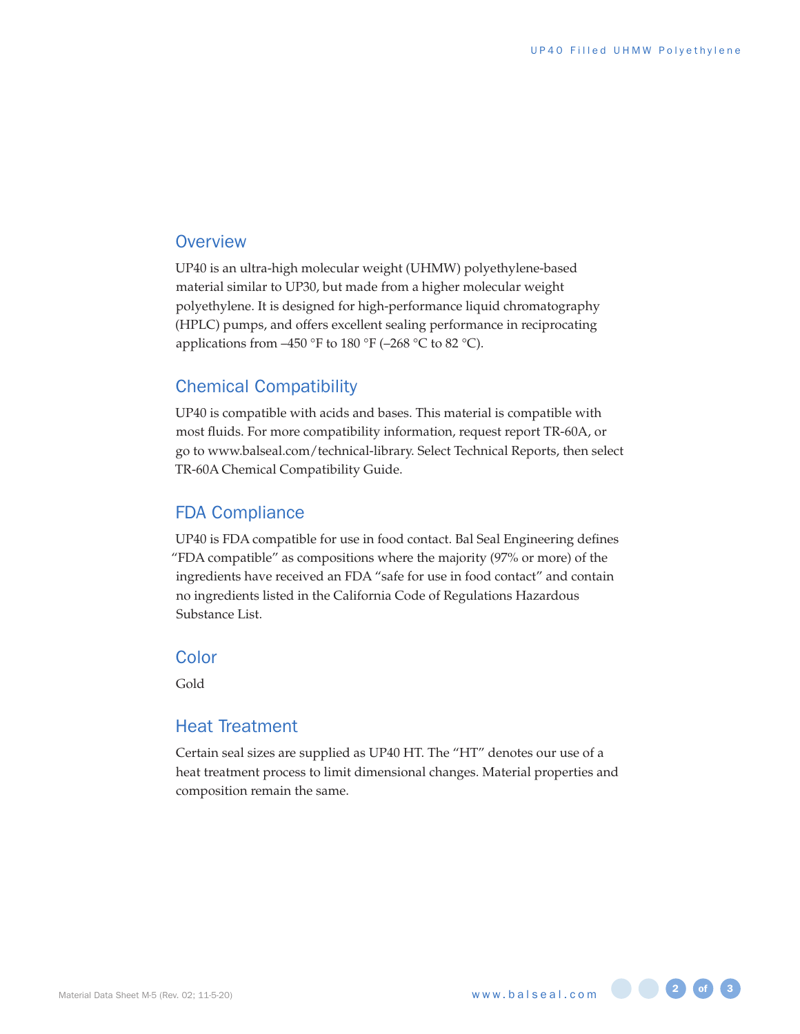## Overview

UP40 is an ultra-high molecular weight (UHMW) polyethylene-based material similar to UP30, but made from a higher molecular weight polyethylene. It is designed for high-performance liquid chromatography (HPLC) pumps, and offers excellent sealing performance in reciprocating applications from –450 °F to 180 °F (–268 °C to 82 °C).

## Chemical Compatibility

UP40 is compatible with acids and bases. This material is compatible with most fluids. For more compatibility information, request report TR-60A, or go to www.balseal.com/technical-library. Select Technical Reports, then select TR-60A Chemical Compatibility Guide.

## FDA Compliance

UP40 is FDA compatible for use in food contact. Bal Seal Engineering defines "FDA compatible" as compositions where the majority (97% or more) of the ingredients have received an FDA "safe for use in food contact" and contain no ingredients listed in the California Code of Regulations Hazardous Substance List.

## Color

Gold

## Heat Treatment

Certain seal sizes are supplied as UP40 HT. The "HT" denotes our use of a heat treatment process to limit dimensional changes. Material properties and composition remain the same.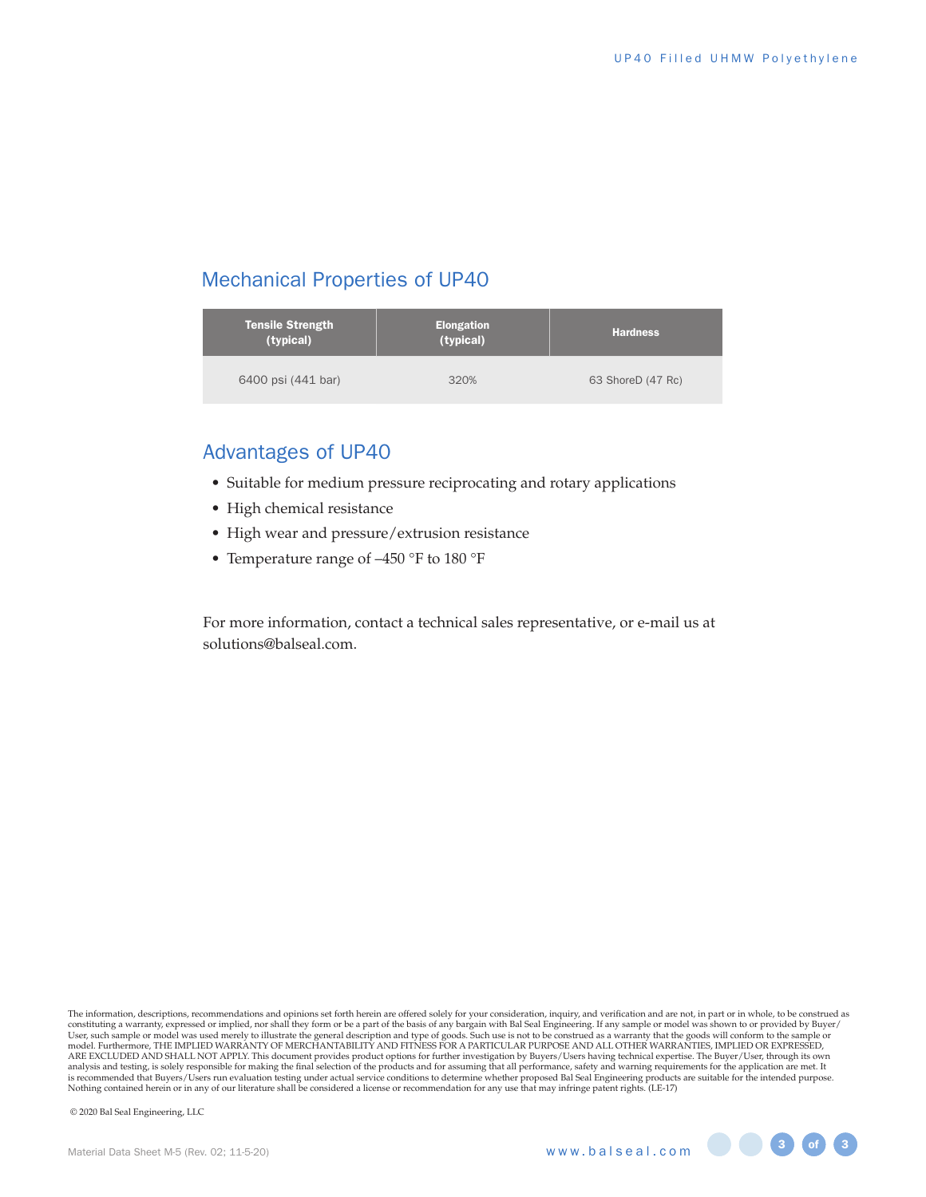## Mechanical Properties of UP40

| Tensile Strength (typical) | Elongation (typical) | Hardness |
|---|---|---|
| 6400 psi (441 bar) | 320% | 63 ShoreD (47 Rc) |

## Advantages of UP40

- Suitable for medium pressure reciprocating and rotary applications
- High chemical resistance
- High wear and pressure/extrusion resistance
- Temperature range of –450 °F to 180 °F

For more information, contact a technical sales representative, or e-mail us at solutions@balseal.com.

The information, descriptions, recommendations and opinions set forth herein are offered solely for your consideration, inquiry, and verification and are not, in part or in whole, to be construed as constituting a warranty, expressed or implied, nor shall they form or be a part of the basis of any bargain with Bal Seal Engineering. If any sample or model was shown to or provided by Buyer/User, such sample or model was used merely to illustrate the general description and type of goods. Such use is not to be construed as a warranty that the goods will conform to the sample or model. Furthermore, THE IMPLIED WARRANTY OF MERCHANTABILITY AND FITNESS FOR A PARTICULAR PURPOSE AND ALL OTHER WARRANTIES, IMPLIED OR EXPRESSED, ARE EXCLUDED AND SHALL NOT APPLY. This document provides product options for further investigation by Buyers/Users having technical expertise. The Buyer/User, through its own analysis and testing, is solely responsible for making the final selection of the products and for assuming that all performance, safety and warning requirements for the application are met. It is recommended that Buyers/Users run evaluation testing under actual service conditions to determine whether proposed Bal Seal Engineering products are suitable for the intended purpose. Nothing contained herein or in any of our literature shall be considered a license or recommendation for any use that may infringe patent rights. (LE-17)

© 2020 Bal Seal Engineering, LLC

Material Data Sheet M-5 (Rev. 02; 11-5-20)

www.balseal.com